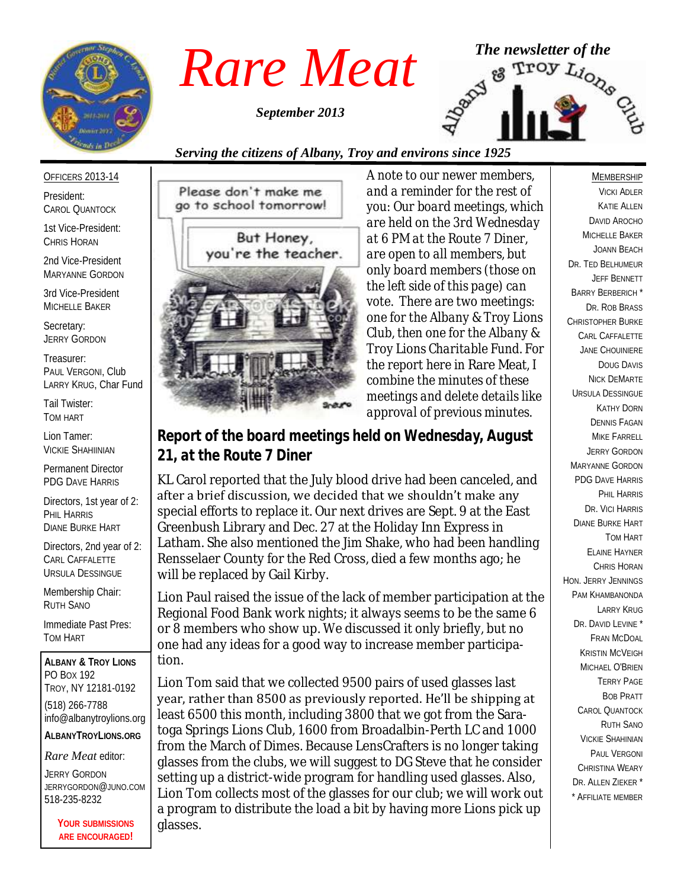# Rare Meat

*September 2013*

*The newsletter of the Albany & Troy Lions Club*

*Serving the citizens of Albany, Troy and environs since 1925*

OFFICERS 2013-14

President:
CAROL QUANTOCK

1st Vice-President:
CHRIS HORAN

2nd Vice-President
MARYANNE GORDON

3rd Vice-President
MICHELLE BAKER

Secretary:
JERRY GORDON

Treasurer:
PAUL VERGONI, Club
LARRY KRUG, Char Fund

Tail Twister:
TOM HART

Lion Tamer:
VICKIE SHAHIINIAN

Permanent Director
PDG DAVE HARRIS

Directors, 1st year of 2:
PHIL HARRIS
DIANE BURKE HART

Directors, 2nd year of 2:
CARL CAFFAEETTE
URSULA DESSINGUE

Membership Chair:
RUTH SANO

Immediate Past Pres:
TOM HART

**ALBANY & TROY LIONS**
PO BOX 192
TROY, NY 12181-0192

(518) 266-7788
info@albanytroylions.org

**ALBANYTROYLIONS.ORG**

*Rare Meat* editor:
JERRY GORDON
JERRYGORDON@JUNO.COM
518-235-8232

**YOUR SUBMISSIONS ARE ENCOURAGED!**

*A note to our newer members, and a reminder for the rest of you: Our board meetings, which are held on the 3rd Wednesday at 6 PM at the Route 7 Diner, are open to all members, but only board members (those on the left side of this page) can vote. There are two meetings: one for the Albany & Troy Lions Club, then one for the Albany & Troy Lions Charitable Fund. For the report here in Rare Meat, I combine the minutes of these meetings and delete details like approval of previous minutes.*

## Report of the board meetings held on Wednesday, August 21, at the Route 7 Diner

KL Carol reported that the July blood drive had been canceled, and after a brief discussion, we decided that we shouldn't make any special efforts to replace it. Our next drives are Sept. 9 at the East Greenbush Library and Dec. 27 at the Holiday Inn Express in Latham. She also mentioned the Jim Shake, who had been handling Rensselaer County for the Red Cross, died a few months ago; he will be replaced by Gail Kirby.

Lion Paul raised the issue of the lack of member participation at the Regional Food Bank work nights; it always seems to be the same 6 or 8 members who show up. We discussed it only briefly, but no one had any ideas for a good way to increase member participation.

Lion Tom said that we collected 9500 pairs of used glasses last year, rather than 8500 as previously reported. He'll be shipping at least 6500 this month, including 3800 that we got from the Saratoga Springs Lions Club, 1600 from Broadalbin-Perth LC and 1000 from the March of Dimes. Because LensCrafters is no longer taking glasses from the clubs, we will suggest to DG Steve that he consider setting up a district-wide program for handling used glasses. Also, Lion Tom collects most of the glasses for our club; we will work out a program to distribute the load a bit by having more Lions pick up glasses.

MEMBERSHIP

VICKI ADLER
KATIE ALLEN
DAVID AROCHO
MICHELLE BAKER
JOANN BEACH
DR. TED BELHUMEUR
JEFF BENNETT
BARRY BERBERICH *
DR. ROB BRASS
CHRISTOPHER BURKE
CARL CAFFAEETTE
JANE CHOUINIERE
DOUG DAVIS
NICK DEMARTE
URSULA DESSINGUE
KATHY DORN
DENNIS FAGAN
MIKE FARRELL
JERRY GORDON
MARYANNE GORDON
PDG DAVE HARRIS
PHIL HARRIS
DR. VICI HARRIS
DIANE BURKE HART
TOM HART
ELAINE HAYNER
CHRIS HORAN
HON. JERRY JENNINGS
PAM KHAMBANONDA
LARRY KRUG
DR. DAVID LEVINE *
FRAN MCDOAL
KRISTIN MCVEIGH
MICHAEL O'BRIEN
TERRY PAGE
BOB PRATT
CAROL QUANTOCK
RUTH SANO
VICKIE SHAHINIAN
PAUL VERGONI
CHRISTINA WEARY
DR. ALLEN ZIEKER *
* AFFILIATE MEMBER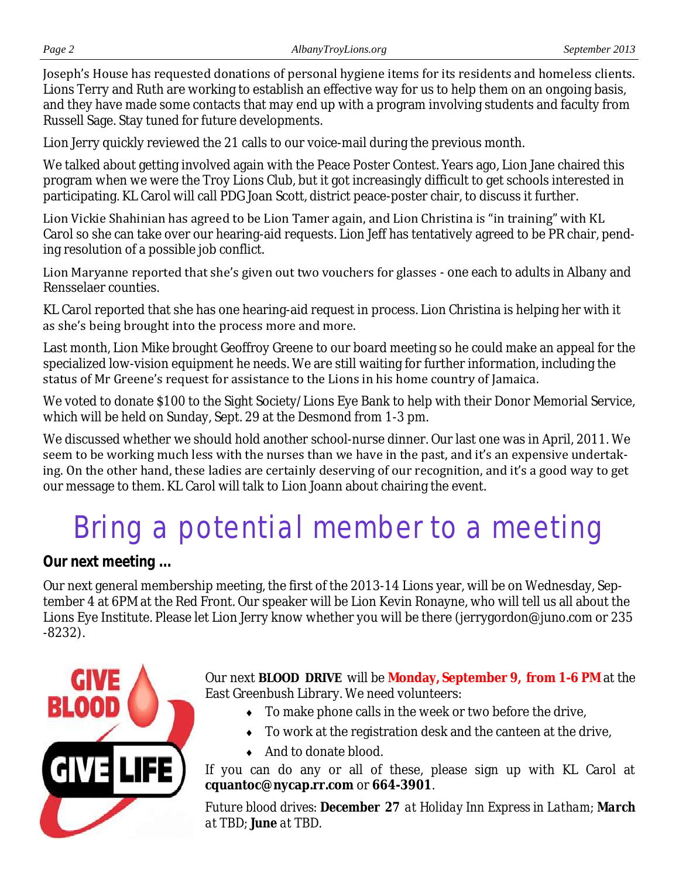Joseph's House has requested donations of personal hygiene items for its residents and homeless clients. Lions Terry and Ruth are working to establish an effective way for us to help them on an ongoing basis, and they have made some contacts that may end up with a program involving students and faculty from Russell Sage. Stay tuned for future developments.

Lion Jerry quickly reviewed the 21 calls to our voice-mail during the previous month.

We talked about getting involved again with the Peace Poster Contest. Years ago, Lion Jane chaired this program when we were the Troy Lions Club, but it got increasingly difficult to get schools interested in participating. KL Carol will call PDG Joan Scott, district peace-poster chair, to discuss it further.

Lion Vickie Shahinian has agreed to be Lion Tamer again, and Lion Christina is "in training" with KL Carol so she can take over our hearing-aid requests. Lion Jeff has tentatively agreed to be PR chair, pending resolution of a possible job conflict.

Lion Maryanne reported that she's given out two vouchers for glasses - one each to adults in Albany and Rensselaer counties.

KL Carol reported that she has one hearing-aid request in process. Lion Christina is helping her with it as she's being brought into the process more and more.

Last month, Lion Mike brought Geoffroy Greene to our board meeting so he could make an appeal for the specialized low-vision equipment he needs. We are still waiting for further information, including the status of Mr Greene's request for assistance to the Lions in his home country of Jamaica.

We voted to donate $100 to the Sight Society/Lions Eye Bank to help with their Donor Memorial Service, which will be held on Sunday, Sept. 29 at the Desmond from 1-3 pm.

We discussed whether we should hold another school-nurse dinner. Our last one was in April, 2011. We seem to be working much less with the nurses than we have in the past, and it's an expensive undertaking. On the other hand, these ladies are certainly deserving of our recognition, and it's a good way to get our message to them. KL Carol will talk to Lion Joann about chairing the event.

# Bring a potential member to a meeting

**Our next meeting ...**

Our next general membership meeting, the first of the 2013-14 Lions year, will be on Wednesday, September 4 at 6PM at the Red Front. Our speaker will be Lion Kevin Ronayne, who will tell us all about the Lions Eye Institute. Please let Lion Jerry know whether you will be there (jerrygordon@juno.com or 235-8232).

Our next **BLOOD DRIVE** will be **Monday, September 9, from 1-6 PM** at the East Greenbush Library. We need volunteers:

- To make phone calls in the week or two before the drive,
- To work at the registration desk and the canteen at the drive,
- And to donate blood.

If you can do any or all of these, please sign up with KL Carol at **cquantoc@nycap.rr.com** or **664-3901**.

*Future blood drives:* ***December 27*** *at Holiday Inn Express in Latham;* ***March*** *at TBD;* ***June*** *at TBD.*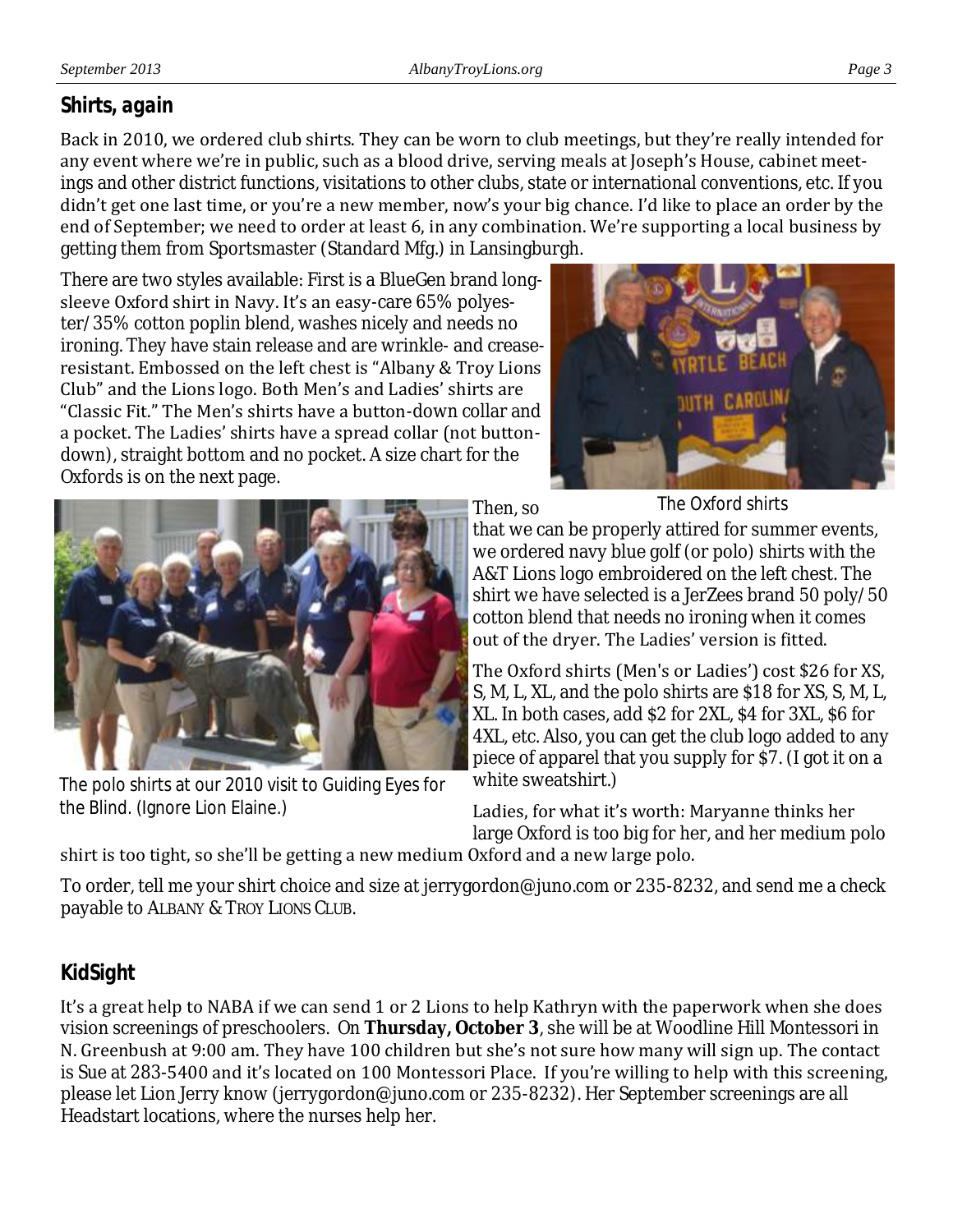## Shirts, again

Back in 2010, we ordered club shirts. They can be worn to club meetings, but they're really intended for any event where we're in public, such as a blood drive, serving meals at Joseph's House, cabinet meetings and other district functions, visitations to other clubs, state or international conventions, etc. If you didn't get one last time, or you're a new member, now's your big chance. I'd like to place an order by the end of September; we need to order at least 6, in any combination. We're supporting a local business by getting them from Sportsmaster (Standard Mfg.) in Lansingburgh.

There are two styles available: First is a BlueGen brand long-sleeve Oxford shirt in Navy. It's an easy-care 65% polyester/35% cotton poplin blend, washes nicely and needs no ironing. They have stain release and are wrinkle- and crease-resistant. Embossed on the left chest is "Albany & Troy Lions Club" and the Lions logo. Both Men's and Ladies' shirts are "Classic Fit." The Men's shirts have a button-down collar and a pocket. The Ladies' shirts have a spread collar (not button-down), straight bottom and no pocket. A size chart for the Oxfords is on the next page.

The Oxford shirts

Then, so that we can be properly attired for summer events, we ordered navy blue golf (or polo) shirts with the A&T Lions logo embroidered on the left chest. The shirt we have selected is a JerZees brand 50 poly/50 cotton blend that needs no ironing when it comes out of the dryer. The Ladies' version is fitted.

The polo shirts at our 2010 visit to Guiding Eyes for the Blind. (Ignore Lion Elaine.)

The Oxford shirts (Men's or Ladies') cost $26 for XS, S, M, L, XL, and the polo shirts are $18 for XS, S, M, L, XL. In both cases, add $2 for 2XL, $4 for 3XL, $6 for 4XL, etc. Also, you can get the club logo added to any piece of apparel that you supply for $7. (I got it on a white sweatshirt.)

Ladies, for what it's worth: Maryanne thinks her large Oxford is too big for her, and her medium polo shirt is too tight, so she'll be getting a new medium Oxford and a new large polo.

To order, tell me your shirt choice and size at jerrygordon@juno.com or 235-8232, and send me a check payable to ALBANY & TROY LIONS CLUB.

## KidSight

It's a great help to NABA if we can send 1 or 2 Lions to help Kathryn with the paperwork when she does vision screenings of preschoolers. On **Thursday, October 3**, she will be at Woodline Hill Montessori in N. Greenbush at 9:00 am. They have 100 children but she's not sure how many will sign up. The contact is Sue at 283-5400 and it's located on 100 Montessori Place. If you're willing to help with this screening, please let Lion Jerry know (jerrygordon@juno.com or 235-8232). Her September screenings are all Headstart locations, where the nurses help her.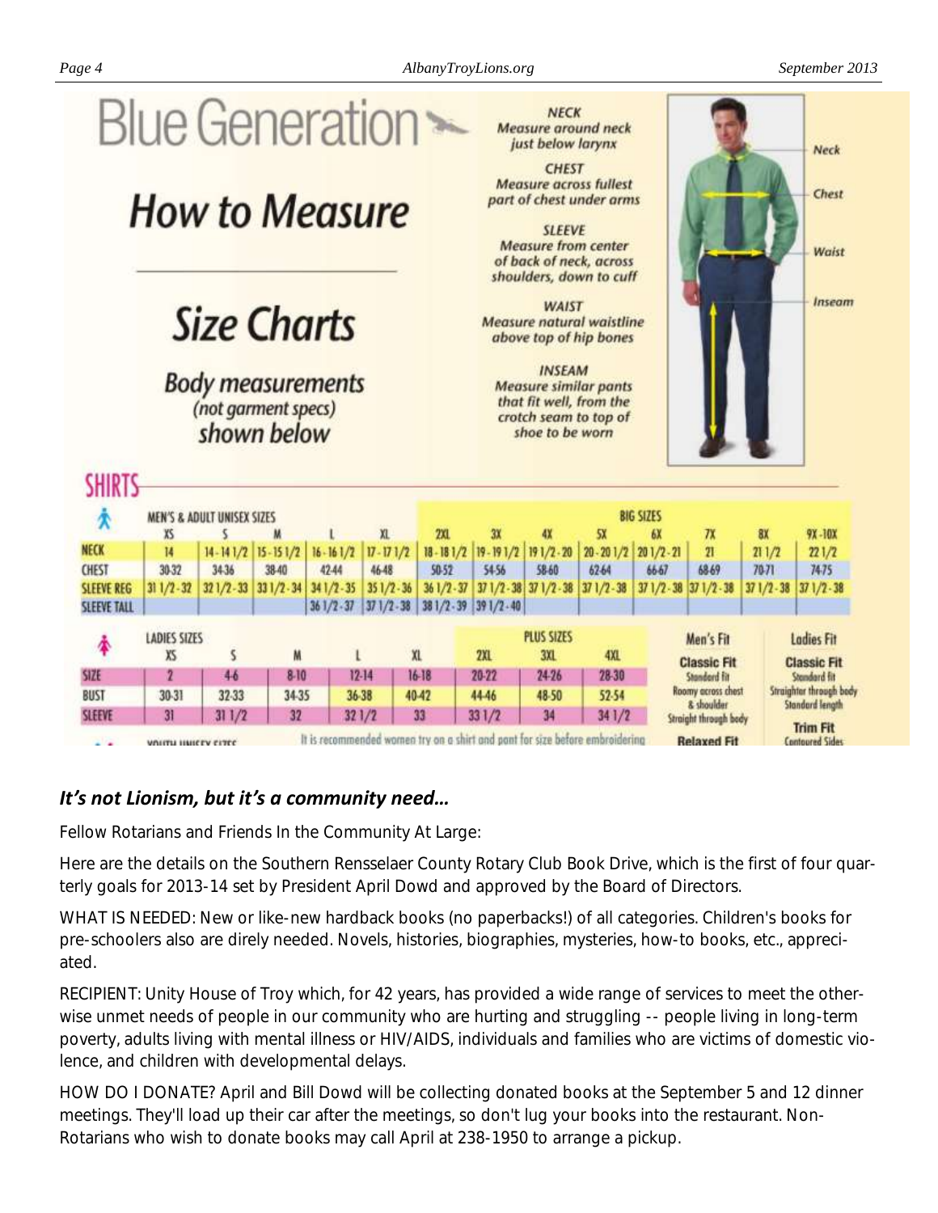# Blue Generation

## How to Measure

## Size Charts

**Body measurements** *(not garment specs)* **shown below**

**NECK**
*Measure around neck just below larynx*

**CHEST**
*Measure across fullest part of chest under arms*

**SLEEVE**
*Measure from center of back of neck, across shoulders, down to cuff*

**WAIST**
*Measure natural waistline above top of hip bones*

**INSEAM**
*Measure similar pants that fit well, from the crotch seam to top of shoe to be worn*

Neck
Chest
Waist
Inseam

## SHIRTS

| MEN'S & ADULT UNISEX SIZES | | | | | | BIG SIZES | | | | | | | | |
|---|---|---|---|---|---|---|---|---|---|---|---|---|---|---|
| | XS | S | M | L | XL | 2XL | 3X | 4X | 5X | 6X | 7X | 8X | 9X-10X |
| NECK | 14 | 14-14 1/2 | 15-15 1/2 | 16-16 1/2 | 17-17 1/2 | 18-18 1/2 | 19-19 1/2 | 19 1/2-20 | 20-20 1/2 | 20 1/2-21 | 21 | 21 1/2 | 22 1/2 |
| CHEST | 30-32 | 34-36 | 38-40 | 42-44 | 46-48 | 50-52 | 54-56 | 58-60 | 62-64 | 66-67 | 68-69 | 70-71 | 74-75 |
| SLEEVE REG | 31 1/2-32 | 32 1/2-33 | 33 1/2-34 | 34 1/2-35 | 35 1/2-36 | 36 1/2-37 | 37 1/2-38 | 37 1/2-38 | 37 1/2-38 | 37 1/2-38 | 37 1/2-38 | 37 1/2-38 | 37 1/2-38 |
| SLEEVE TALL | | | | 36 1/2-37 | 37 1/2-38 | 38 1/2-39 | 39 1/2-40 | | | | | | |

| LADIES SIZES | | | | | | PLUS SIZES | | |
|---|---|---|---|---|---|---|---|---|
| | XS | S | M | L | XL | 2XL | 3XL | 4XL |
| SIZE | 2 | 4-6 | 8-10 | 12-14 | 16-18 | 20-22 | 24-26 | 28-30 |
| BUST | 30-31 | 32-33 | 34-35 | 36-38 | 40-42 | 44-46 | 48-50 | 52-54 |
| SLEEVE | 31 | 31 1/2 | 32 | 32 1/2 | 33 | 33 1/2 | 34 | 34 1/2 |

It is recommended women try on a shirt and pant for size before embroidering

YOUTH UNISEX SIZES

**Men's Fit**
**Classic Fit** — Standard fit. Roomy across chest & shoulder. Straight through body
**Relaxed Fit**

**Ladies Fit**
**Classic Fit** — Standard fit. Straighter through body. Standard length
**Trim Fit** — Contoured Sides

### *It's not Lionism, but it's a community need…*

Fellow Rotarians and Friends In the Community At Large:

Here are the details on the Southern Rensselaer County Rotary Club Book Drive, which is the first of four quarterly goals for 2013-14 set by President April Dowd and approved by the Board of Directors.

WHAT IS NEEDED: New or like-new hardback books (no paperbacks!) of all categories. Children's books for pre-schoolers also are direly needed. Novels, histories, biographies, mysteries, how-to books, etc., appreciated.

RECIPIENT: Unity House of Troy which, for 42 years, has provided a wide range of services to meet the otherwise unmet needs of people in our community who are hurting and struggling -- people living in long-term poverty, adults living with mental illness or HIV/AIDS, individuals and families who are victims of domestic violence, and children with developmental delays.

HOW DO I DONATE? April and Bill Dowd will be collecting donated books at the September 5 and 12 dinner meetings. They'll load up their car after the meetings, so don't lug your books into the restaurant. Non-Rotarians who wish to donate books may call April at 238-1950 to arrange a pickup.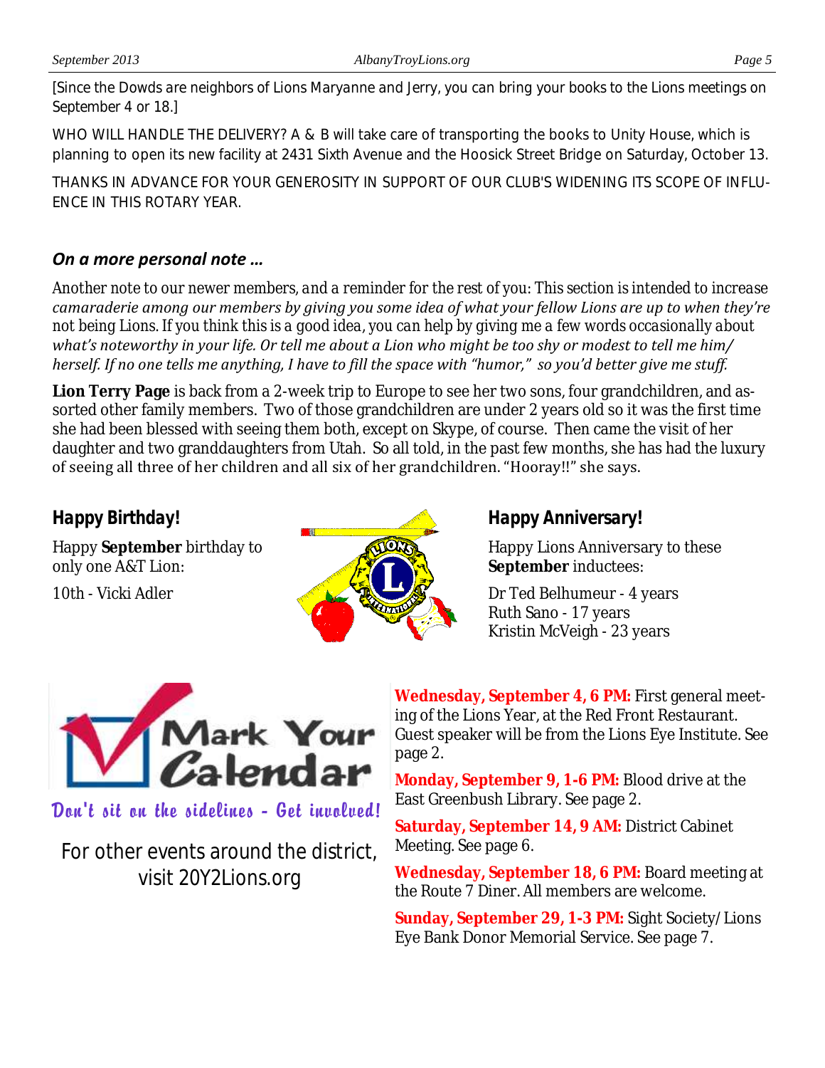[Since the Dowds are neighbors of Lions Maryanne and Jerry, you can bring your books to the Lions meetings on September 4 or 18.]

WHO WILL HANDLE THE DELIVERY? A & B will take care of transporting the books to Unity House, which is planning to open its new facility at 2431 Sixth Avenue and the Hoosick Street Bridge on Saturday, October 13.

THANKS IN ADVANCE FOR YOUR GENEROSITY IN SUPPORT OF OUR CLUB'S WIDENING ITS SCOPE OF INFLUENCE IN THIS ROTARY YEAR.

### *On a more personal note …*

*Another note to our newer members, and a reminder for the rest of you: This section is intended to increase camaraderie among our members by giving you some idea of what your fellow Lions are up to when they're not being Lions. If you think this is a good idea, you can help by giving me a few words occasionally about what's noteworthy in your life. Or tell me about a Lion who might be too shy or modest to tell me him/herself. If no one tells me anything, I have to fill the space with "humor," so you'd better give me stuff.*

**Lion Terry Page** is back from a 2-week trip to Europe to see her two sons, four grandchildren, and assorted other family members. Two of those grandchildren are under 2 years old so it was the first time she had been blessed with seeing them both, except on Skype, of course. Then came the visit of her daughter and two granddaughters from Utah. So all told, in the past few months, she has had the luxury of seeing all three of her children and all six of her grandchildren. "Hooray!!" she says.

### *Happy Birthday!*

Happy **September** birthday to only one A&T Lion:

10th - Vicki Adler

### *Happy Anniversary!*

Happy Lions Anniversary to these **September** inductees:

Dr Ted Belhumeur - 4 years
Ruth Sano - 17 years
Kristin McVeigh - 23 years

## Mark Your Calendar

*Don't sit on the sidelines - Get involved!*

For other events around the district, visit 20Y2Lions.org

**Wednesday, September 4, 6 PM:** First general meeting of the Lions Year, at the Red Front Restaurant. Guest speaker will be from the Lions Eye Institute. See page 2.

**Monday, September 9, 1-6 PM:** Blood drive at the East Greenbush Library. See page 2.

**Saturday, September 14, 9 AM:** District Cabinet Meeting. See page 6.

**Wednesday, September 18, 6 PM:** Board meeting at the Route 7 Diner. All members are welcome.

**Sunday, September 29, 1-3 PM:** Sight Society/Lions Eye Bank Donor Memorial Service. See page 7.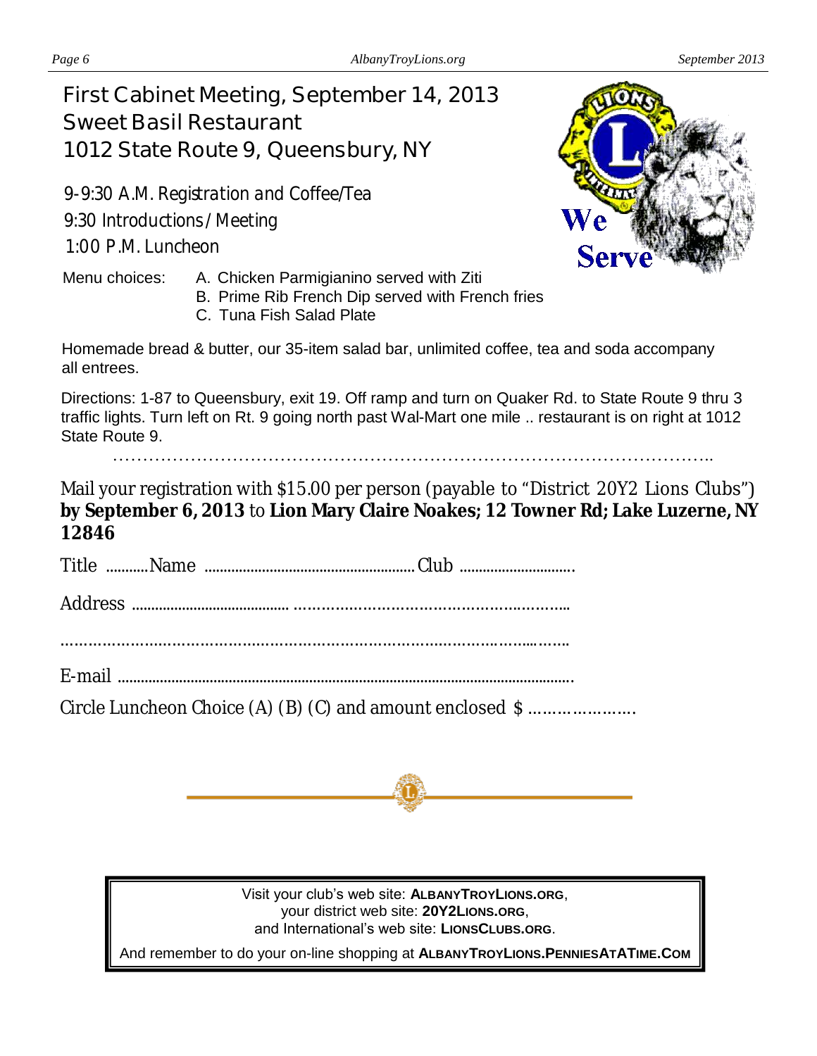# First Cabinet Meeting, September 14, 2013
## Sweet Basil Restaurant
## 1012 State Route 9, Queensbury, NY

9-9:30 A.M. Registration and Coffee/Tea

9:30 Introductions / Meeting

1:00 P.M. Luncheon

Menu choices:
- A. Chicken Parmigianino served with Ziti
- B. Prime Rib French Dip served with French fries
- C. Tuna Fish Salad Plate

Homemade bread & butter, our 35-item salad bar, unlimited coffee, tea and soda accompany all entrees.

Directions: 1-87 to Queensbury, exit 19. Off ramp and turn on Quaker Rd. to State Route 9 thru 3 traffic lights. Turn left on Rt. 9 going north past Wal-Mart one mile .. restaurant is on right at 1012 State Route 9.

…………………………………………………………………………………………..

Mail your registration with $15.00 per person (payable to "District 20Y2 Lions Clubs") **by September 6, 2013** to **Lion Mary Claire Noakes; 12 Towner Rd; Lake Luzerne, NY 12846**

Title ...........Name .......................................................Club .............................

Address ........................................ ……………………………………….………..

……………………………………………………………………………………..……..

E-mail .......................................................................................................................

Circle Luncheon Choice (A) (B) (C) and amount enclosed $ ………………….

---

Visit your club's web site: **ALBANYTROYLIONS.ORG**,
your district web site: **20Y2LIONS.ORG**,
and International's web site: **LIONSCLUBS.ORG**.

And remember to do your on-line shopping at **ALBANYTROYLIONS.PENNIESATATIME.COM**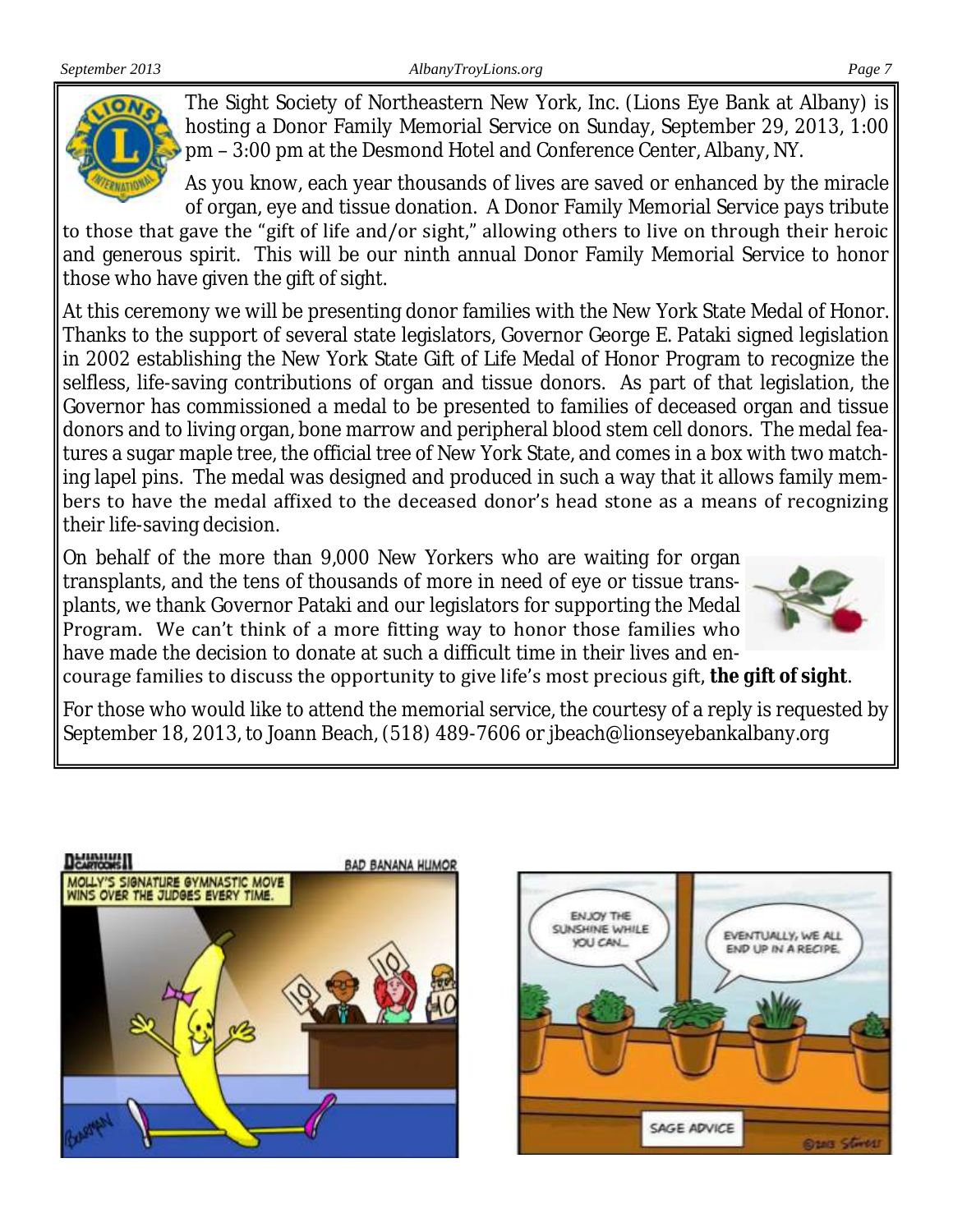The Sight Society of Northeastern New York, Inc. (Lions Eye Bank at Albany) is hosting a Donor Family Memorial Service on Sunday, September 29, 2013, 1:00 pm – 3:00 pm at the Desmond Hotel and Conference Center, Albany, NY.

As you know, each year thousands of lives are saved or enhanced by the miracle of organ, eye and tissue donation. A Donor Family Memorial Service pays tribute to those that gave the "gift of life and/or sight," allowing others to live on through their heroic and generous spirit. This will be our ninth annual Donor Family Memorial Service to honor those who have given the gift of sight.

At this ceremony we will be presenting donor families with the New York State Medal of Honor. Thanks to the support of several state legislators, Governor George E. Pataki signed legislation in 2002 establishing the New York State Gift of Life Medal of Honor Program to recognize the selfless, life-saving contributions of organ and tissue donors. As part of that legislation, the Governor has commissioned a medal to be presented to families of deceased organ and tissue donors and to living organ, bone marrow and peripheral blood stem cell donors. The medal features a sugar maple tree, the official tree of New York State, and comes in a box with two matching lapel pins. The medal was designed and produced in such a way that it allows family members to have the medal affixed to the deceased donor's head stone as a means of recognizing their life-saving decision.

On behalf of the more than 9,000 New Yorkers who are waiting for organ transplants, and the tens of thousands of more in need of eye or tissue transplants, we thank Governor Pataki and our legislators for supporting the Medal Program. We can't think of a more fitting way to honor those families who have made the decision to donate at such a difficult time in their lives and encourage families to discuss the opportunity to give life's most precious gift, **the gift of sight**.

For those who would like to attend the memorial service, the courtesy of a reply is requested by September 18, 2013, to Joann Beach, (518) 489-7606 or jbeach@lionseyebankalbany.org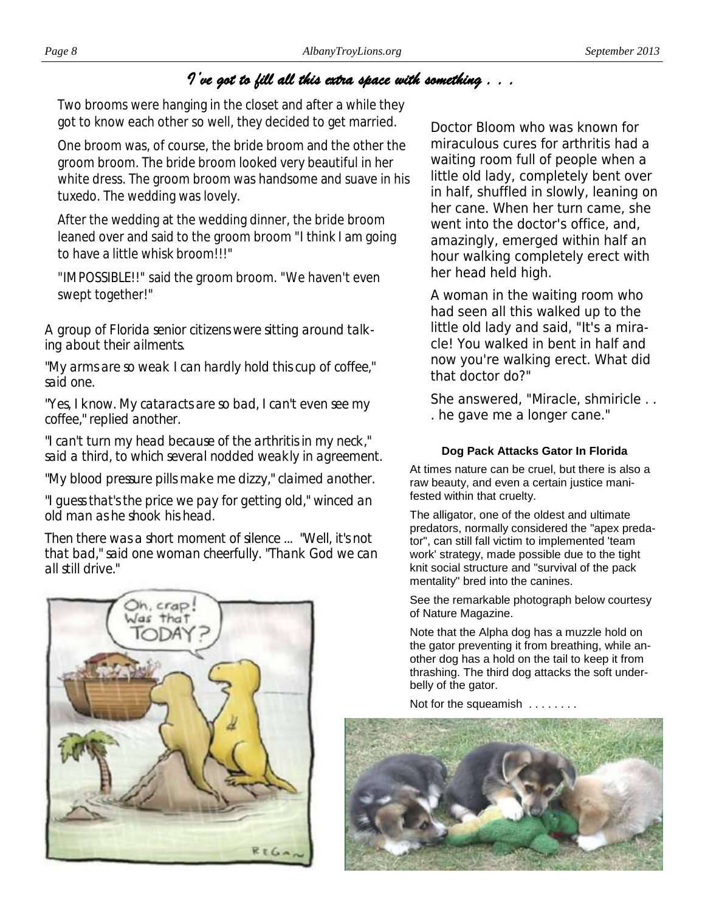*I've got to fill all this extra space with something . . .*

Two brooms were hanging in the closet and after a while they got to know each other so well, they decided to get married.

One broom was, of course, the bride broom and the other the groom broom. The bride broom looked very beautiful in her white dress. The groom broom was handsome and suave in his tuxedo. The wedding was lovely.

After the wedding at the wedding dinner, the bride broom leaned over and said to the groom broom "I think I am going to have a little whisk broom!!!"

"IMPOSSIBLE!!" said the groom broom. "We haven't even swept together!"

A group of Florida senior citizens were sitting around talking about their ailments.

"My arms are so weak I can hardly hold this cup of coffee," said one.

"Yes, I know. My cataracts are so bad, I can't even see my coffee," replied another.

"I can't turn my head because of the arthritis in my neck," said a third, to which several nodded weakly in agreement.

"My blood pressure pills make me dizzy," claimed another.

"I guess that's the price we pay for getting old," winced an old man as he shook his head.

Then there was a short moment of silence ... "Well, it's not that bad," said one woman cheerfully. "Thank God we can all still drive."

Doctor Bloom who was known for miraculous cures for arthritis had a waiting room full of people when a little old lady, completely bent over in half, shuffled in slowly, leaning on her cane. When her turn came, she went into the doctor's office, and, amazingly, emerged within half an hour walking completely erect with her head held high.

A woman in the waiting room who had seen all this walked up to the little old lady and said, "It's a miracle! You walked in bent in half and now you're walking erect. What did that doctor do?"

She answered, "Miracle, shmiricle . . . he gave me a longer cane."

**Dog Pack Attacks Gator In Florida**

At times nature can be cruel, but there is also a raw beauty, and even a certain justice manifested within that cruelty.

The alligator, one of the oldest and ultimate predators, normally considered the "apex predator", can still fall victim to implemented 'team work' strategy, made possible due to the tight knit social structure and "survival of the pack mentality" bred into the canines.

See the remarkable photograph below courtesy of Nature Magazine.

Note that the Alpha dog has a muzzle hold on the gator preventing it from breathing, while another dog has a hold on the tail to keep it from thrashing. The third dog attacks the soft underbelly of the gator.

Not for the squeamish . . . . . . . .